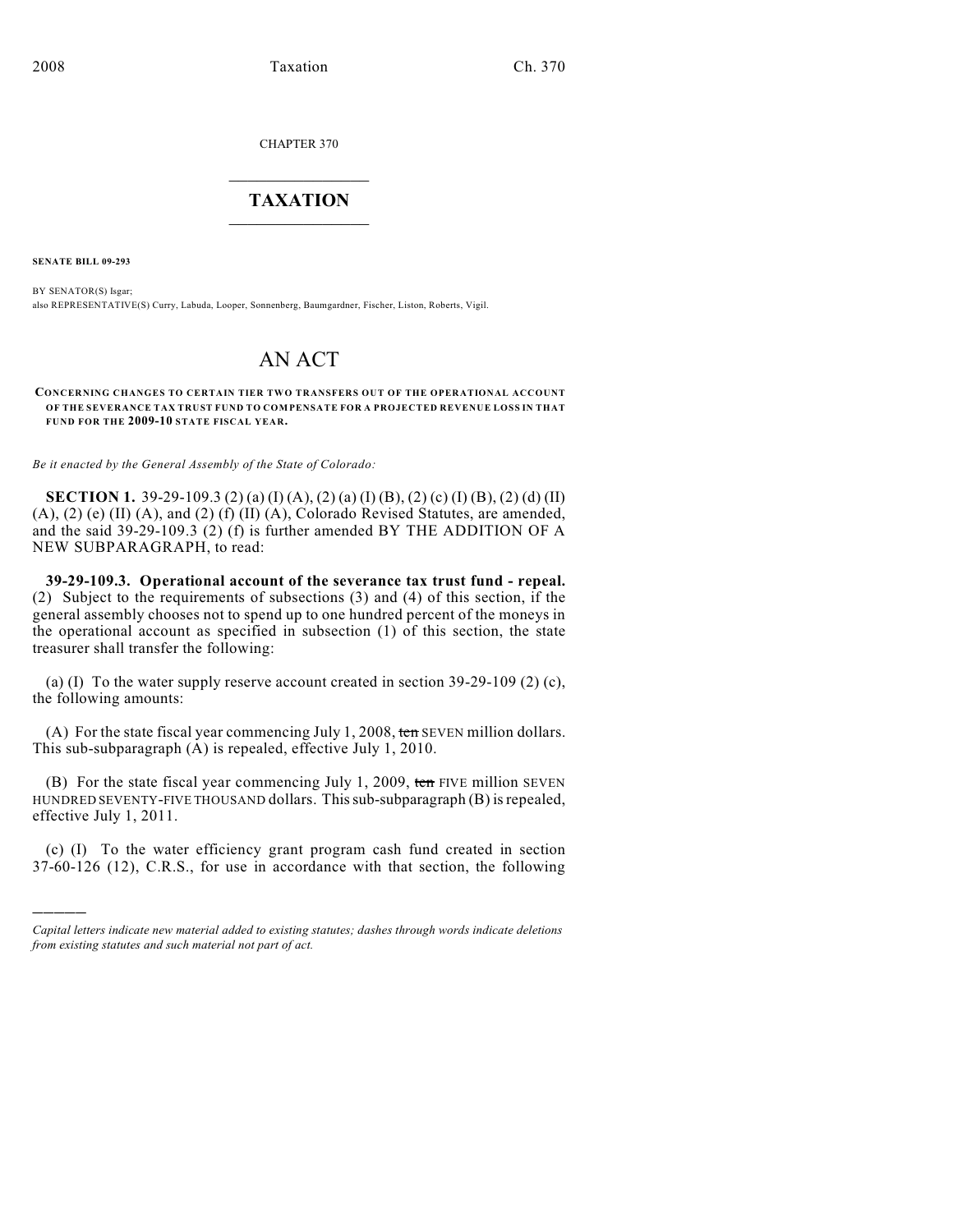CHAPTER 370

# TAXATION

**SENATE BILL 09-293**

BY SENATOR(S) Isgar;
also REPRESENTATIVE(S) Curry, Labuda, Looper, Sonnenberg, Baumgardner, Fischer, Liston, Roberts, Vigil.

# AN ACT

**CONCERNING CHANGES TO CERTAIN TIER TWO TRANSFERS OUT OF THE OPERATIONAL ACCOUNT OF THE SEVERANCE TAX TRUST FUND TO COMPENSATE FOR A PROJECTED REVENUE LOSS IN THAT FUND FOR THE 2009-10 STATE FISCAL YEAR.**

*Be it enacted by the General Assembly of the State of Colorado:*

**SECTION 1.** 39-29-109.3 (2) (a) (I) (A), (2) (a) (I) (B), (2) (c) (I) (B), (2) (d) (II) (A), (2) (e) (II) (A), and (2) (f) (II) (A), Colorado Revised Statutes, are amended, and the said 39-29-109.3 (2) (f) is further amended BY THE ADDITION OF A NEW SUBPARAGRAPH, to read:

**39-29-109.3. Operational account of the severance tax trust fund - repeal.** (2) Subject to the requirements of subsections (3) and (4) of this section, if the general assembly chooses not to spend up to one hundred percent of the moneys in the operational account as specified in subsection (1) of this section, the state treasurer shall transfer the following:

(a) (I) To the water supply reserve account created in section 39-29-109 (2) (c), the following amounts:

(A) For the state fiscal year commencing July 1, 2008, ~~ten~~ SEVEN million dollars. This sub-subparagraph (A) is repealed, effective July 1, 2010.

(B) For the state fiscal year commencing July 1, 2009, ~~ten~~ FIVE million SEVEN HUNDRED SEVENTY-FIVE THOUSAND dollars. This sub-subparagraph (B) is repealed, effective July 1, 2011.

(c) (I) To the water efficiency grant program cash fund created in section 37-60-126 (12), C.R.S., for use in accordance with that section, the following

---

*Capital letters indicate new material added to existing statutes; dashes through words indicate deletions from existing statutes and such material not part of act.*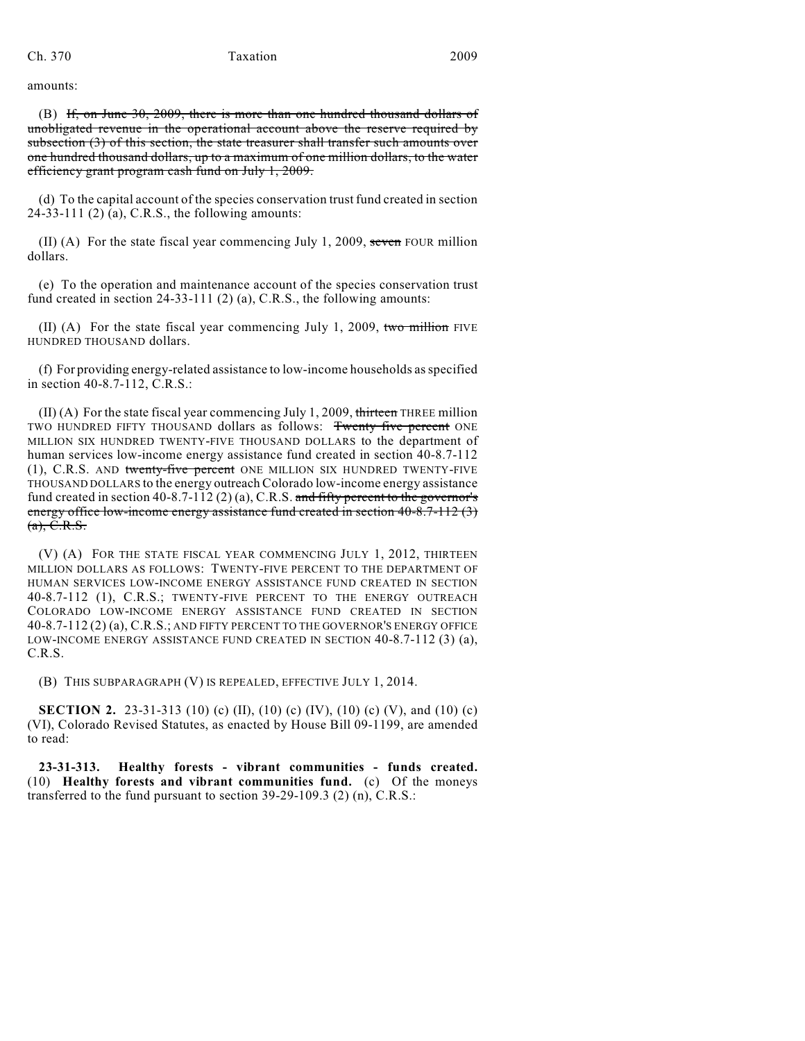amounts:

(B) ~~If, on June 30, 2009, there is more than one hundred thousand dollars of unobligated revenue in the operational account above the reserve required by subsection (3) of this section, the state treasurer shall transfer such amounts over one hundred thousand dollars, up to a maximum of one million dollars, to the water efficiency grant program cash fund on July 1, 2009.~~

(d) To the capital account of the species conservation trust fund created in section 24-33-111 (2) (a), C.R.S., the following amounts:

(II) (A) For the state fiscal year commencing July 1, 2009, ~~seven~~ FOUR million dollars.

(e) To the operation and maintenance account of the species conservation trust fund created in section 24-33-111 (2) (a), C.R.S., the following amounts:

(II) (A) For the state fiscal year commencing July 1, 2009, ~~two million~~ FIVE HUNDRED THOUSAND dollars.

(f) For providing energy-related assistance to low-income households as specified in section 40-8.7-112, C.R.S.:

(II) (A) For the state fiscal year commencing July 1, 2009, ~~thirteen~~ THREE million TWO HUNDRED FIFTY THOUSAND dollars as follows: ~~Twenty-five percent~~ ONE MILLION SIX HUNDRED TWENTY-FIVE THOUSAND DOLLARS to the department of human services low-income energy assistance fund created in section 40-8.7-112 (1), C.R.S. AND ~~twenty-five percent~~ ONE MILLION SIX HUNDRED TWENTY-FIVE THOUSAND DOLLARS to the energy outreach Colorado low-income energy assistance fund created in section 40-8.7-112 (2) (a), C.R.S. ~~and fifty percent to the governor's energy office low-income energy assistance fund created in section 40-8.7-112 (3) (a), C.R.S.~~

(V) (A) FOR THE STATE FISCAL YEAR COMMENCING JULY 1, 2012, THIRTEEN MILLION DOLLARS AS FOLLOWS: TWENTY-FIVE PERCENT TO THE DEPARTMENT OF HUMAN SERVICES LOW-INCOME ENERGY ASSISTANCE FUND CREATED IN SECTION 40-8.7-112 (1), C.R.S.; TWENTY-FIVE PERCENT TO THE ENERGY OUTREACH COLORADO LOW-INCOME ENERGY ASSISTANCE FUND CREATED IN SECTION 40-8.7-112 (2) (a), C.R.S.; AND FIFTY PERCENT TO THE GOVERNOR'S ENERGY OFFICE LOW-INCOME ENERGY ASSISTANCE FUND CREATED IN SECTION 40-8.7-112 (3) (a), C.R.S.

(B) THIS SUBPARAGRAPH (V) IS REPEALED, EFFECTIVE JULY 1, 2014.

**SECTION 2.** 23-31-313 (10) (c) (II), (10) (c) (IV), (10) (c) (V), and (10) (c) (VI), Colorado Revised Statutes, as enacted by House Bill 09-1199, are amended to read:

**23-31-313. Healthy forests - vibrant communities - funds created.** (10) **Healthy forests and vibrant communities fund.** (c) Of the moneys transferred to the fund pursuant to section 39-29-109.3 (2) (n), C.R.S.: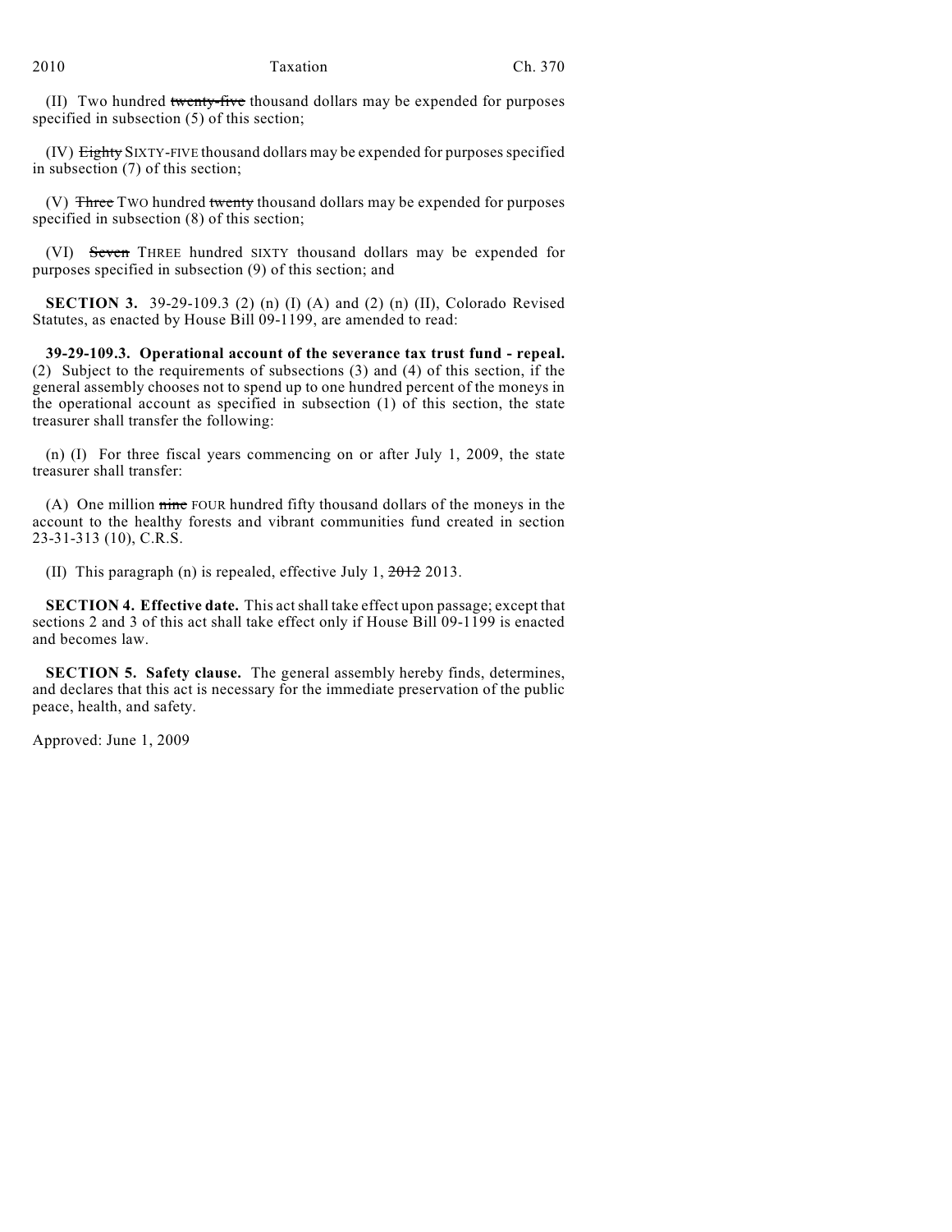(II) Two hundred ~~twenty-five~~ thousand dollars may be expended for purposes specified in subsection (5) of this section;

(IV) ~~Eighty~~ SIXTY-FIVE thousand dollars may be expended for purposes specified in subsection (7) of this section;

(V) ~~Three~~ TWO hundred ~~twenty~~ thousand dollars may be expended for purposes specified in subsection (8) of this section;

(VI) ~~Seven~~ THREE hundred SIXTY thousand dollars may be expended for purposes specified in subsection (9) of this section; and

**SECTION 3.** 39-29-109.3 (2) (n) (I) (A) and (2) (n) (II), Colorado Revised Statutes, as enacted by House Bill 09-1199, are amended to read:

**39-29-109.3. Operational account of the severance tax trust fund - repeal.** (2) Subject to the requirements of subsections (3) and (4) of this section, if the general assembly chooses not to spend up to one hundred percent of the moneys in the operational account as specified in subsection (1) of this section, the state treasurer shall transfer the following:

(n) (I) For three fiscal years commencing on or after July 1, 2009, the state treasurer shall transfer:

(A) One million ~~nine~~ FOUR hundred fifty thousand dollars of the moneys in the account to the healthy forests and vibrant communities fund created in section 23-31-313 (10), C.R.S.

(II) This paragraph (n) is repealed, effective July 1, ~~2012~~ 2013.

**SECTION 4. Effective date.** This act shall take effect upon passage; except that sections 2 and 3 of this act shall take effect only if House Bill 09-1199 is enacted and becomes law.

**SECTION 5. Safety clause.** The general assembly hereby finds, determines, and declares that this act is necessary for the immediate preservation of the public peace, health, and safety.

Approved: June 1, 2009